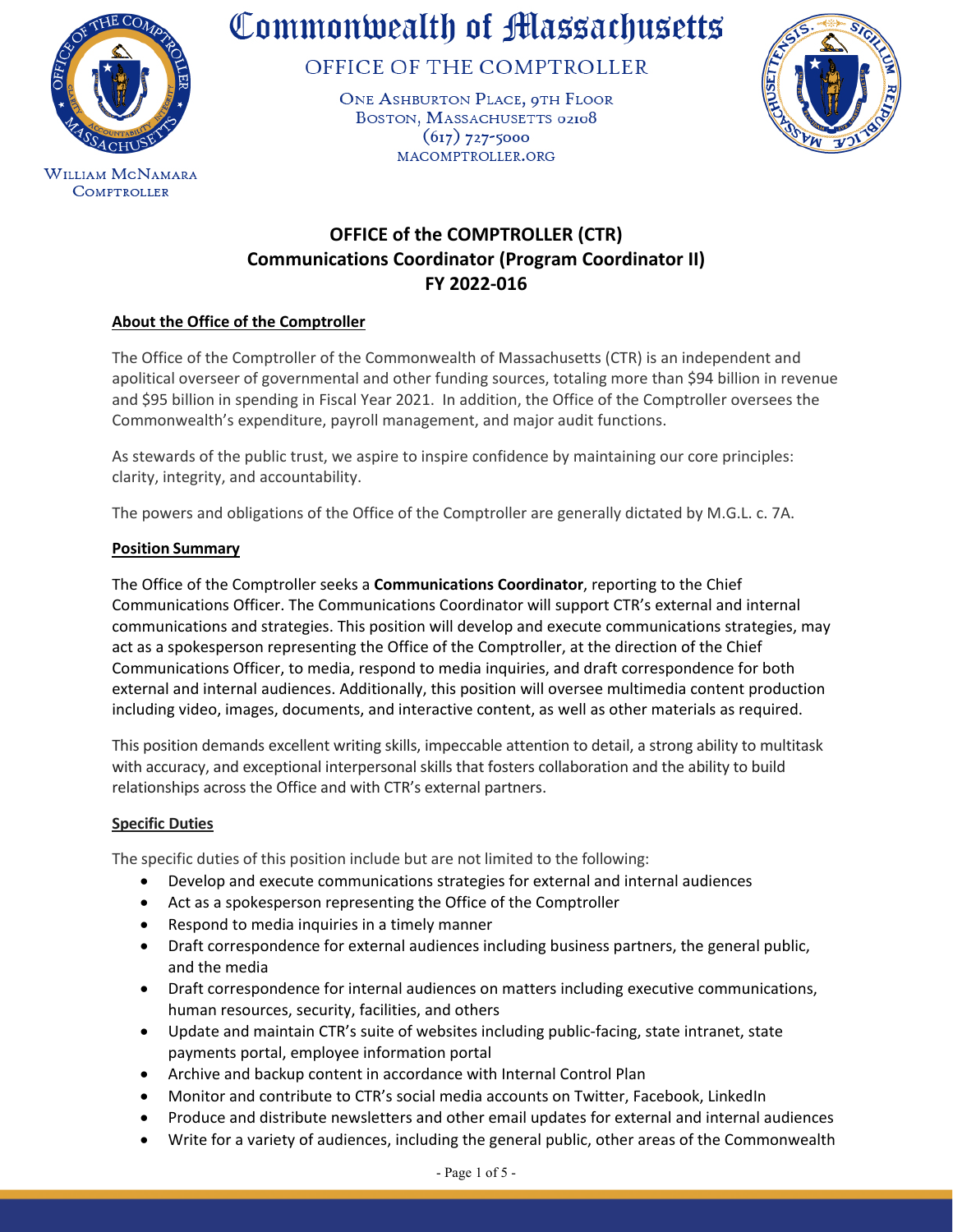# Commonwealth of Massachusetts

OFFICE OF THE COMPTROLLER

ONE ASHBURTON PLACE, 9TH FLOOR
BOSTON, MASSACHUSETTS 02108
(617) 727-5000
MACOMPTROLLER.ORG

WILLIAM MCNAMARA
COMPTROLLER

## OFFICE of the COMPTROLLER (CTR)
## Communications Coordinator (Program Coordinator II)
## FY 2022-016

### About the Office of the Comptroller

The Office of the Comptroller of the Commonwealth of Massachusetts (CTR) is an independent and apolitical overseer of governmental and other funding sources, totaling more than $94 billion in revenue and $95 billion in spending in Fiscal Year 2021. In addition, the Office of the Comptroller oversees the Commonwealth's expenditure, payroll management, and major audit functions.

As stewards of the public trust, we aspire to inspire confidence by maintaining our core principles: clarity, integrity, and accountability.

The powers and obligations of the Office of the Comptroller are generally dictated by M.G.L. c. 7A.

### Position Summary

The Office of the Comptroller seeks a **Communications Coordinator**, reporting to the Chief Communications Officer. The Communications Coordinator will support CTR's external and internal communications and strategies. This position will develop and execute communications strategies, may act as a spokesperson representing the Office of the Comptroller, at the direction of the Chief Communications Officer, to media, respond to media inquiries, and draft correspondence for both external and internal audiences. Additionally, this position will oversee multimedia content production including video, images, documents, and interactive content, as well as other materials as required.

This position demands excellent writing skills, impeccable attention to detail, a strong ability to multitask with accuracy, and exceptional interpersonal skills that fosters collaboration and the ability to build relationships across the Office and with CTR's external partners.

### Specific Duties

The specific duties of this position include but are not limited to the following:

- Develop and execute communications strategies for external and internal audiences
- Act as a spokesperson representing the Office of the Comptroller
- Respond to media inquiries in a timely manner
- Draft correspondence for external audiences including business partners, the general public, and the media
- Draft correspondence for internal audiences on matters including executive communications, human resources, security, facilities, and others
- Update and maintain CTR's suite of websites including public-facing, state intranet, state payments portal, employee information portal
- Archive and backup content in accordance with Internal Control Plan
- Monitor and contribute to CTR's social media accounts on Twitter, Facebook, LinkedIn
- Produce and distribute newsletters and other email updates for external and internal audiences
- Write for a variety of audiences, including the general public, other areas of the Commonwealth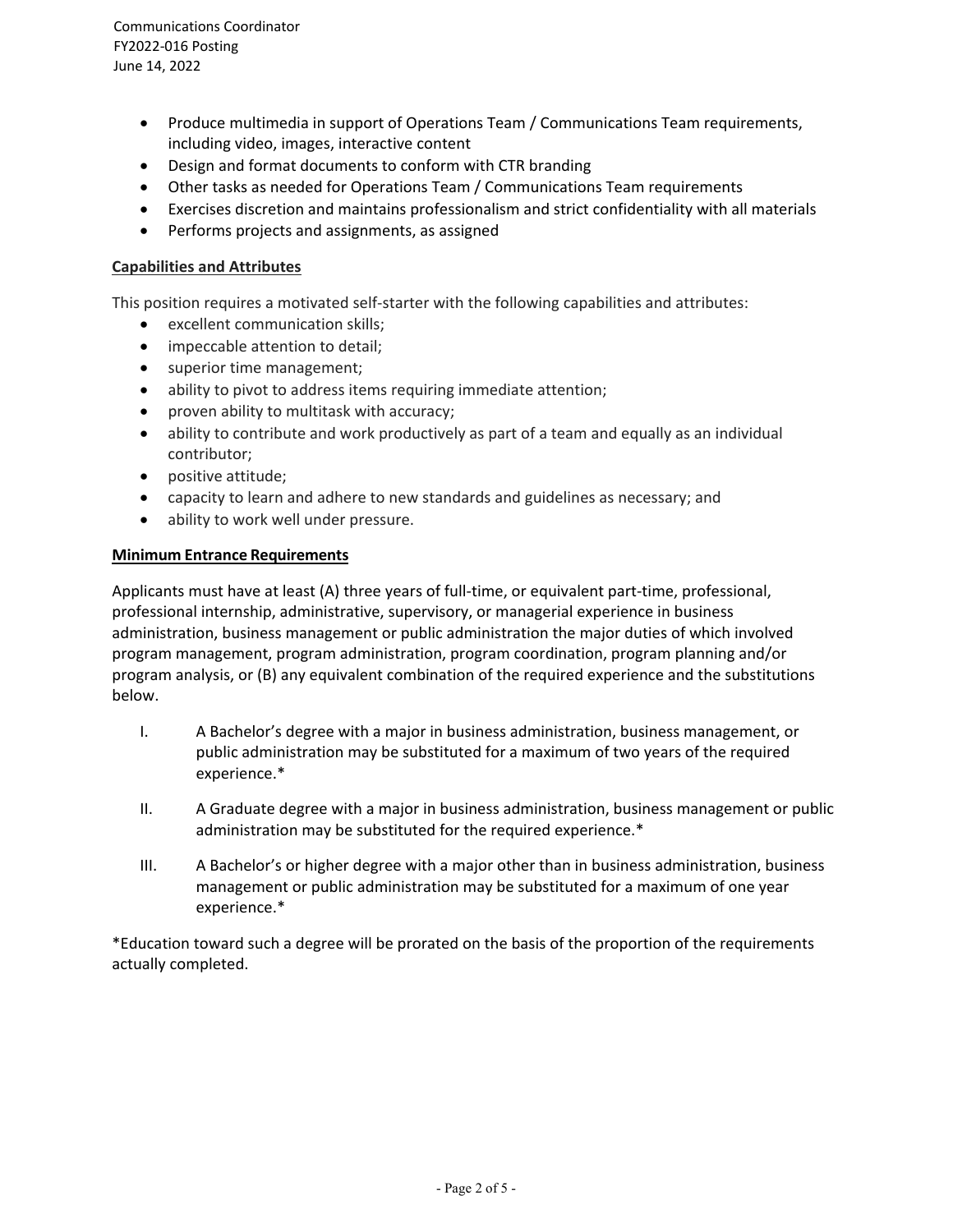- Produce multimedia in support of Operations Team / Communications Team requirements, including video, images, interactive content
- Design and format documents to conform with CTR branding
- Other tasks as needed for Operations Team / Communications Team requirements
- Exercises discretion and maintains professionalism and strict confidentiality with all materials
- Performs projects and assignments, as assigned

## Capabilities and Attributes

This position requires a motivated self-starter with the following capabilities and attributes:

- excellent communication skills;
- impeccable attention to detail;
- superior time management;
- ability to pivot to address items requiring immediate attention;
- proven ability to multitask with accuracy;
- ability to contribute and work productively as part of a team and equally as an individual contributor;
- positive attitude;
- capacity to learn and adhere to new standards and guidelines as necessary; and
- ability to work well under pressure.

## Minimum Entrance Requirements

Applicants must have at least (A) three years of full-time, or equivalent part-time, professional, professional internship, administrative, supervisory, or managerial experience in business administration, business management or public administration the major duties of which involved program management, program administration, program coordination, program planning and/or program analysis, or (B) any equivalent combination of the required experience and the substitutions below.

I. A Bachelor's degree with a major in business administration, business management, or public administration may be substituted for a maximum of two years of the required experience.*

II. A Graduate degree with a major in business administration, business management or public administration may be substituted for the required experience.*

III. A Bachelor's or higher degree with a major other than in business administration, business management or public administration may be substituted for a maximum of one year experience.*

*Education toward such a degree will be prorated on the basis of the proportion of the requirements actually completed.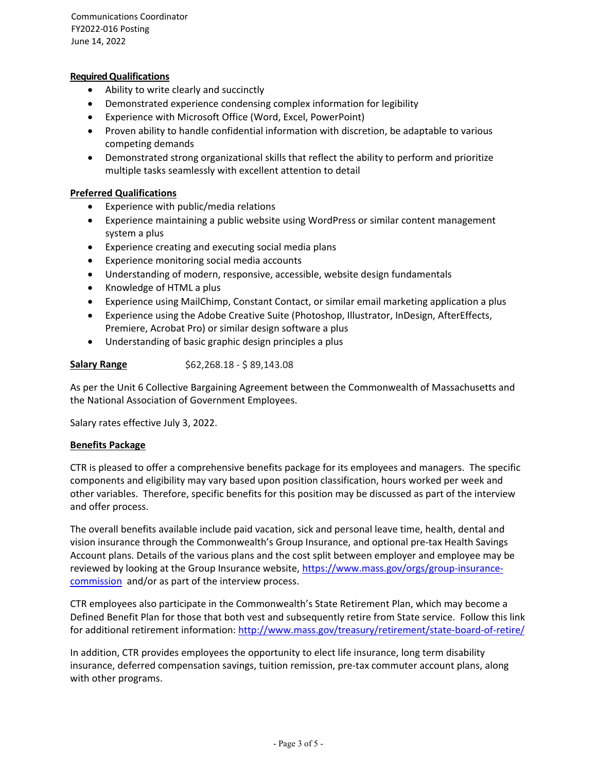**Required Qualifications**

- Ability to write clearly and succinctly
- Demonstrated experience condensing complex information for legibility
- Experience with Microsoft Office (Word, Excel, PowerPoint)
- Proven ability to handle confidential information with discretion, be adaptable to various competing demands
- Demonstrated strong organizational skills that reflect the ability to perform and prioritize multiple tasks seamlessly with excellent attention to detail

**Preferred Qualifications**

- Experience with public/media relations
- Experience maintaining a public website using WordPress or similar content management system a plus
- Experience creating and executing social media plans
- Experience monitoring social media accounts
- Understanding of modern, responsive, accessible, website design fundamentals
- Knowledge of HTML a plus
- Experience using MailChimp, Constant Contact, or similar email marketing application a plus
- Experience using the Adobe Creative Suite (Photoshop, Illustrator, InDesign, AfterEffects, Premiere, Acrobat Pro) or similar design software a plus
- Understanding of basic graphic design principles a plus

**Salary Range** $62,268.18 - $ 89,143.08

As per the Unit 6 Collective Bargaining Agreement between the Commonwealth of Massachusetts and the National Association of Government Employees.

Salary rates effective July 3, 2022.

**Benefits Package**

CTR is pleased to offer a comprehensive benefits package for its employees and managers. The specific components and eligibility may vary based upon position classification, hours worked per week and other variables. Therefore, specific benefits for this position may be discussed as part of the interview and offer process.

The overall benefits available include paid vacation, sick and personal leave time, health, dental and vision insurance through the Commonwealth's Group Insurance, and optional pre-tax Health Savings Account plans. Details of the various plans and the cost split between employer and employee may be reviewed by looking at the Group Insurance website, https://www.mass.gov/orgs/group-insurance-commission and/or as part of the interview process.

CTR employees also participate in the Commonwealth's State Retirement Plan, which may become a Defined Benefit Plan for those that both vest and subsequently retire from State service. Follow this link for additional retirement information: http://www.mass.gov/treasury/retirement/state-board-of-retire/

In addition, CTR provides employees the opportunity to elect life insurance, long term disability insurance, deferred compensation savings, tuition remission, pre-tax commuter account plans, along with other programs.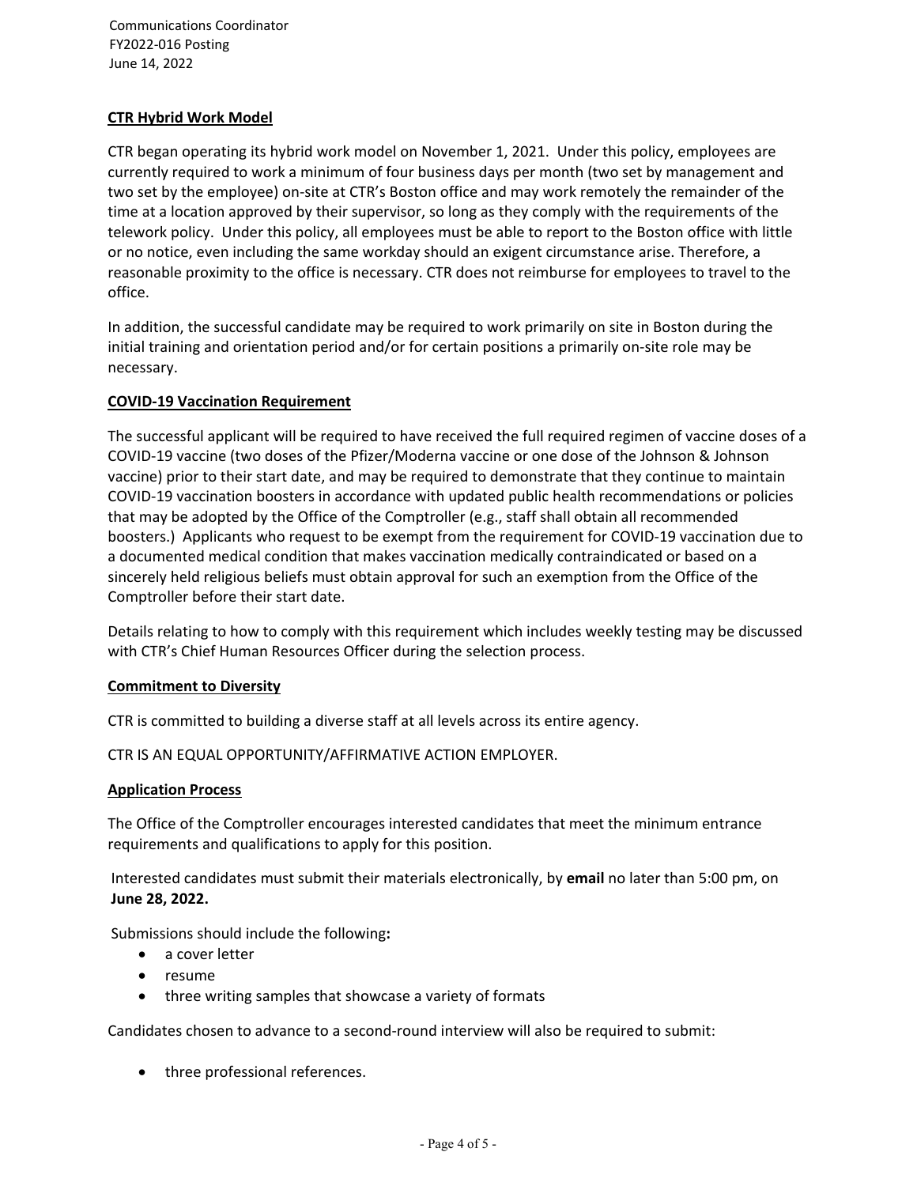## CTR Hybrid Work Model

CTR began operating its hybrid work model on November 1, 2021. Under this policy, employees are currently required to work a minimum of four business days per month (two set by management and two set by the employee) on-site at CTR's Boston office and may work remotely the remainder of the time at a location approved by their supervisor, so long as they comply with the requirements of the telework policy. Under this policy, all employees must be able to report to the Boston office with little or no notice, even including the same workday should an exigent circumstance arise. Therefore, a reasonable proximity to the office is necessary. CTR does not reimburse for employees to travel to the office.

In addition, the successful candidate may be required to work primarily on site in Boston during the initial training and orientation period and/or for certain positions a primarily on-site role may be necessary.

## COVID-19 Vaccination Requirement

The successful applicant will be required to have received the full required regimen of vaccine doses of a COVID-19 vaccine (two doses of the Pfizer/Moderna vaccine or one dose of the Johnson & Johnson vaccine) prior to their start date, and may be required to demonstrate that they continue to maintain COVID-19 vaccination boosters in accordance with updated public health recommendations or policies that may be adopted by the Office of the Comptroller (e.g., staff shall obtain all recommended boosters.) Applicants who request to be exempt from the requirement for COVID-19 vaccination due to a documented medical condition that makes vaccination medically contraindicated or based on a sincerely held religious beliefs must obtain approval for such an exemption from the Office of the Comptroller before their start date.

Details relating to how to comply with this requirement which includes weekly testing may be discussed with CTR's Chief Human Resources Officer during the selection process.

## Commitment to Diversity

CTR is committed to building a diverse staff at all levels across its entire agency.

CTR IS AN EQUAL OPPORTUNITY/AFFIRMATIVE ACTION EMPLOYER.

## Application Process

The Office of the Comptroller encourages interested candidates that meet the minimum entrance requirements and qualifications to apply for this position.

Interested candidates must submit their materials electronically, by **email** no later than 5:00 pm, on **June 28, 2022.**

Submissions should include the following**:**

- a cover letter
- resume
- three writing samples that showcase a variety of formats

Candidates chosen to advance to a second-round interview will also be required to submit:

- three professional references.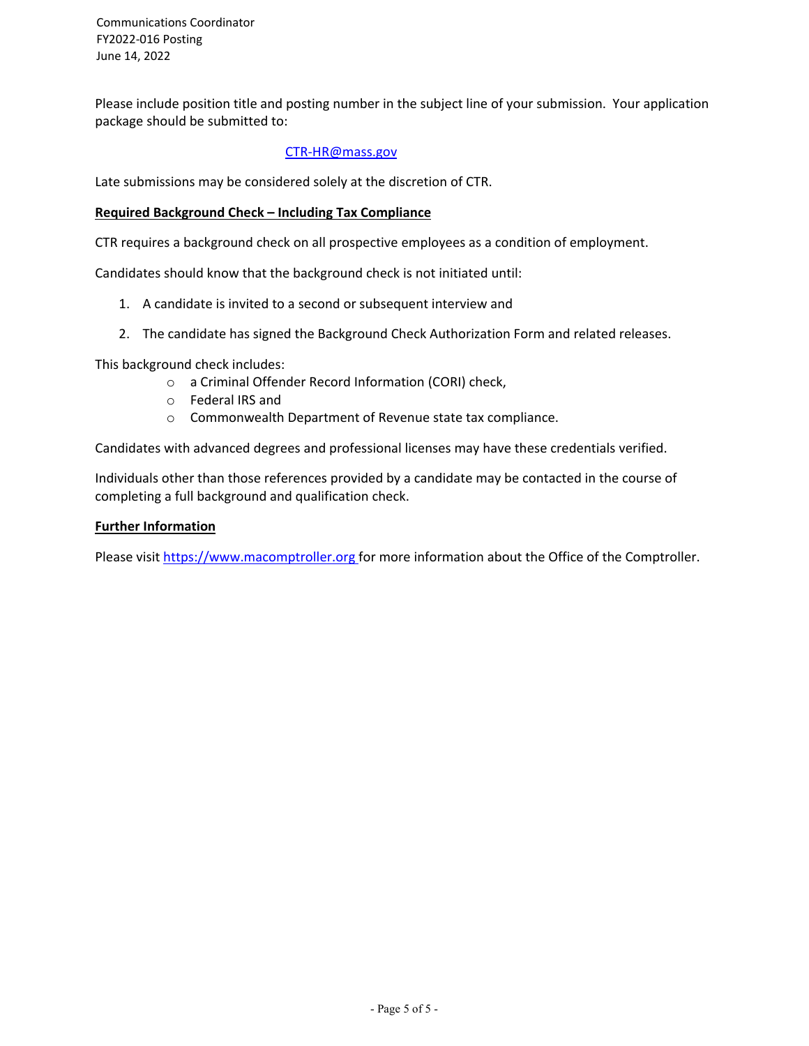Please include position title and posting number in the subject line of your submission. Your application package should be submitted to:

CTR-HR@mass.gov

Late submissions may be considered solely at the discretion of CTR.

**Required Background Check – Including Tax Compliance**

CTR requires a background check on all prospective employees as a condition of employment.

Candidates should know that the background check is not initiated until:

1. A candidate is invited to a second or subsequent interview and
2. The candidate has signed the Background Check Authorization Form and related releases.

This background check includes:

- a Criminal Offender Record Information (CORI) check,
- Federal IRS and
- Commonwealth Department of Revenue state tax compliance.

Candidates with advanced degrees and professional licenses may have these credentials verified.

Individuals other than those references provided by a candidate may be contacted in the course of completing a full background and qualification check.

**Further Information**

Please visit https://www.macomptroller.org for more information about the Office of the Comptroller.